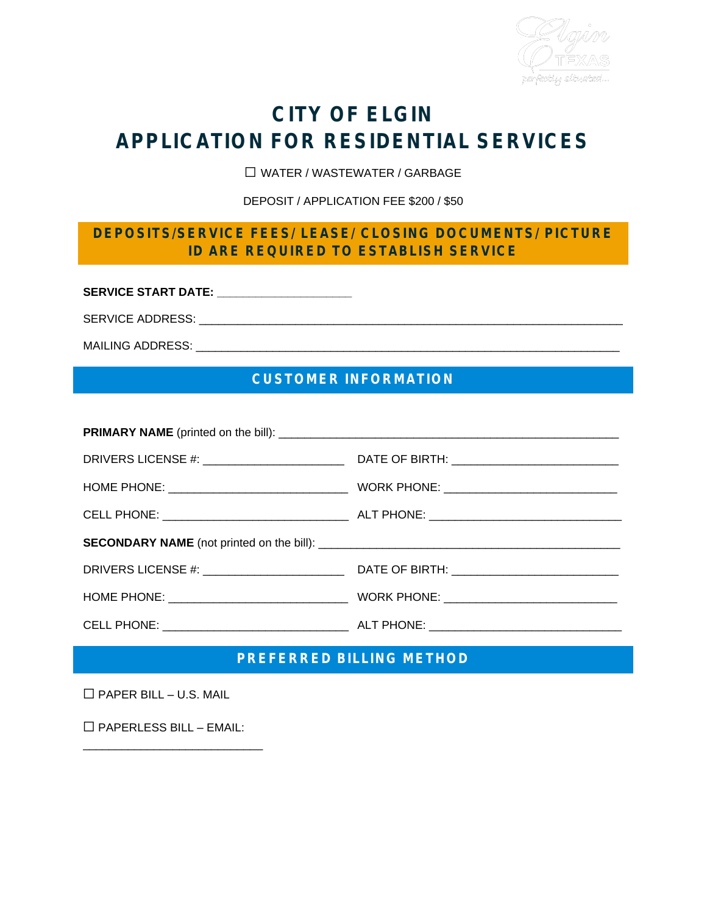# CITY OF ELGIN
# APPLICATION FOR RESIDENTIAL SERVICES

☐ WATER / WASTEWATER / GARBAGE

DEPOSIT / APPLICATION FEE $200 / $50

**DEPOSITS/SERVICE FEES/ LEASE/ CLOSING DOCUMENTS/ PICTURE ID ARE REQUIRED TO ESTABLISH SERVICE**

**SERVICE START DATE:** ____________________

SERVICE ADDRESS: _______________________________________________________________

MAILING ADDRESS: _______________________________________________________________

## CUSTOMER INFORMATION

**PRIMARY NAME** (printed on the bill): ___________________________________________________

DRIVERS LICENSE #: _____________________ DATE OF BIRTH: _________________________

HOME PHONE: ___________________________ WORK PHONE: __________________________

CELL PHONE: ____________________________ ALT PHONE: _____________________________

**SECONDARY NAME** (not printed on the bill): ______________________________________________

DRIVERS LICENSE #: _____________________ DATE OF BIRTH: _________________________

HOME PHONE: ___________________________ WORK PHONE: __________________________

CELL PHONE: ____________________________ ALT PHONE: _____________________________

## PREFERRED BILLING METHOD

☐ PAPER BILL – U.S. MAIL

☐ PAPERLESS BILL – EMAIL: ___________________________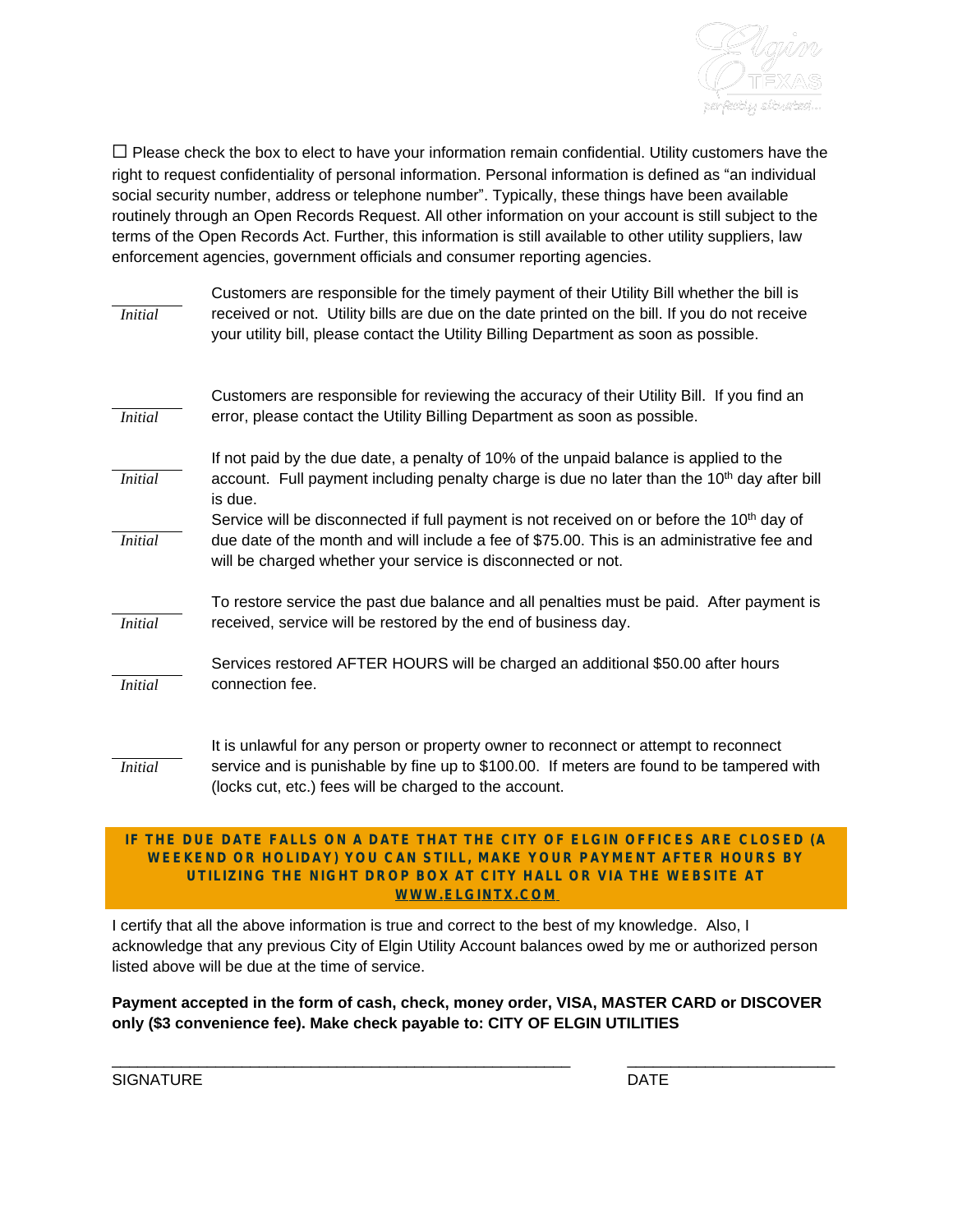☐ Please check the box to elect to have your information remain confidential. Utility customers have the right to request confidentiality of personal information. Personal information is defined as "an individual social security number, address or telephone number". Typically, these things have been available routinely through an Open Records Request. All other information on your account is still subject to the terms of the Open Records Act. Further, this information is still available to other utility suppliers, law enforcement agencies, government officials and consumer reporting agencies.

______ *Initial* Customers are responsible for the timely payment of their Utility Bill whether the bill is received or not. Utility bills are due on the date printed on the bill. If you do not receive your utility bill, please contact the Utility Billing Department as soon as possible.

______ *Initial* Customers are responsible for reviewing the accuracy of their Utility Bill. If you find an error, please contact the Utility Billing Department as soon as possible.

______ *Initial* If not paid by the due date, a penalty of 10% of the unpaid balance is applied to the account. Full payment including penalty charge is due no later than the 10th day after bill is due.

______ *Initial* Service will be disconnected if full payment is not received on or before the 10th day of due date of the month and will include a fee of $75.00. This is an administrative fee and will be charged whether your service is disconnected or not.

______ *Initial* To restore service the past due balance and all penalties must be paid. After payment is received, service will be restored by the end of business day.

______ *Initial* Services restored AFTER HOURS will be charged an additional $50.00 after hours connection fee.

______ *Initial* It is unlawful for any person or property owner to reconnect or attempt to reconnect service and is punishable by fine up to $100.00. If meters are found to be tampered with (locks cut, etc.) fees will be charged to the account.

**IF THE DUE DATE FALLS ON A DATE THAT THE CITY OF ELGIN OFFICES ARE CLOSED (A WEEKEND OR HOLIDAY) YOU CAN STILL, MAKE YOUR PAYMENT AFTER HOURS BY UTILIZING THE NIGHT DROP BOX AT CITY HALL OR VIA THE WEBSITE AT WWW.ELGINTX.COM**

I certify that all the above information is true and correct to the best of my knowledge. Also, I acknowledge that any previous City of Elgin Utility Account balances owed by me or authorized person listed above will be due at the time of service.

**Payment accepted in the form of cash, check, money order, VISA, MASTER CARD or DISCOVER only ($3 convenience fee). Make check payable to: CITY OF ELGIN UTILITIES**

_______________________________________________ ____________________

SIGNATURE DATE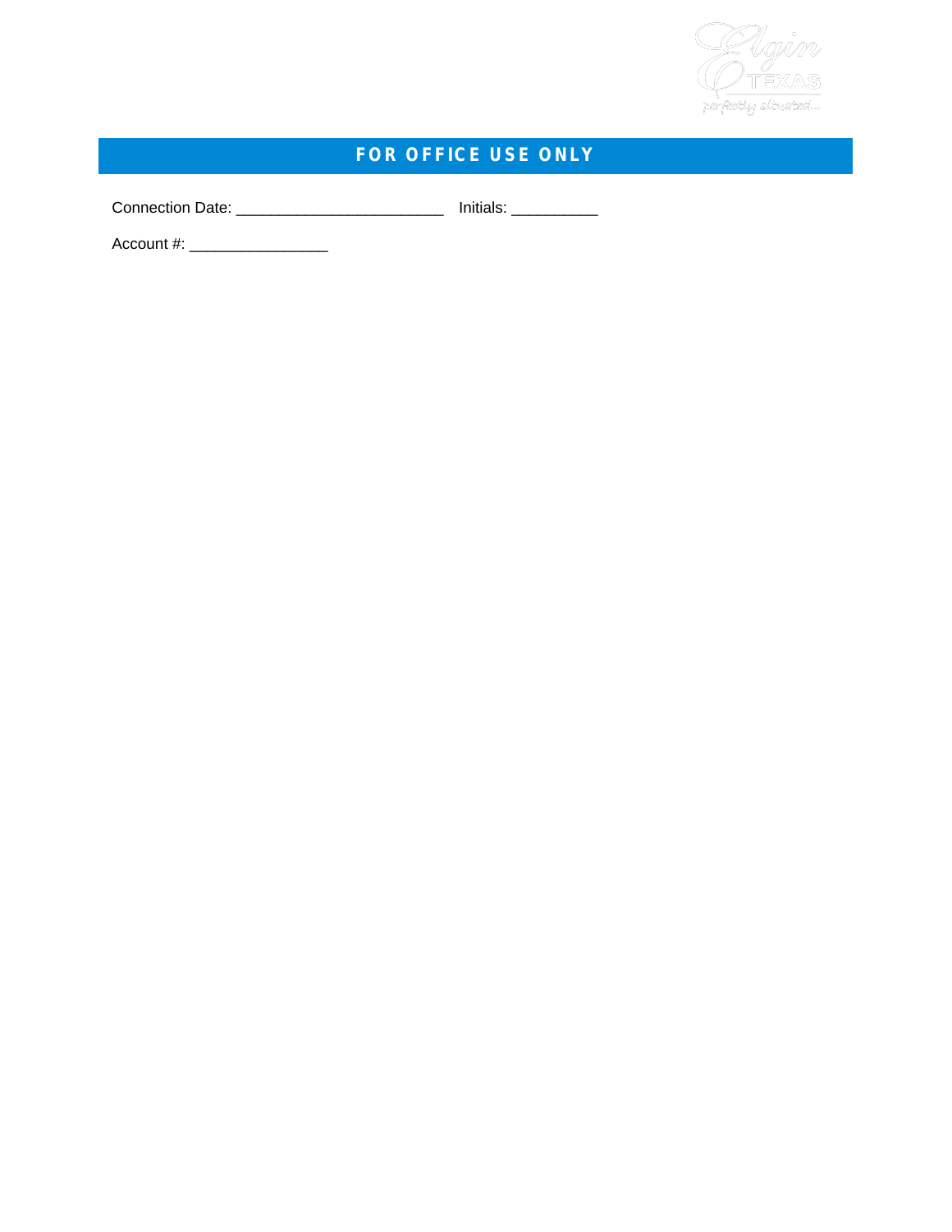## FOR OFFICE USE ONLY

Connection Date: ________________________ Initials: __________

Account #: ________________